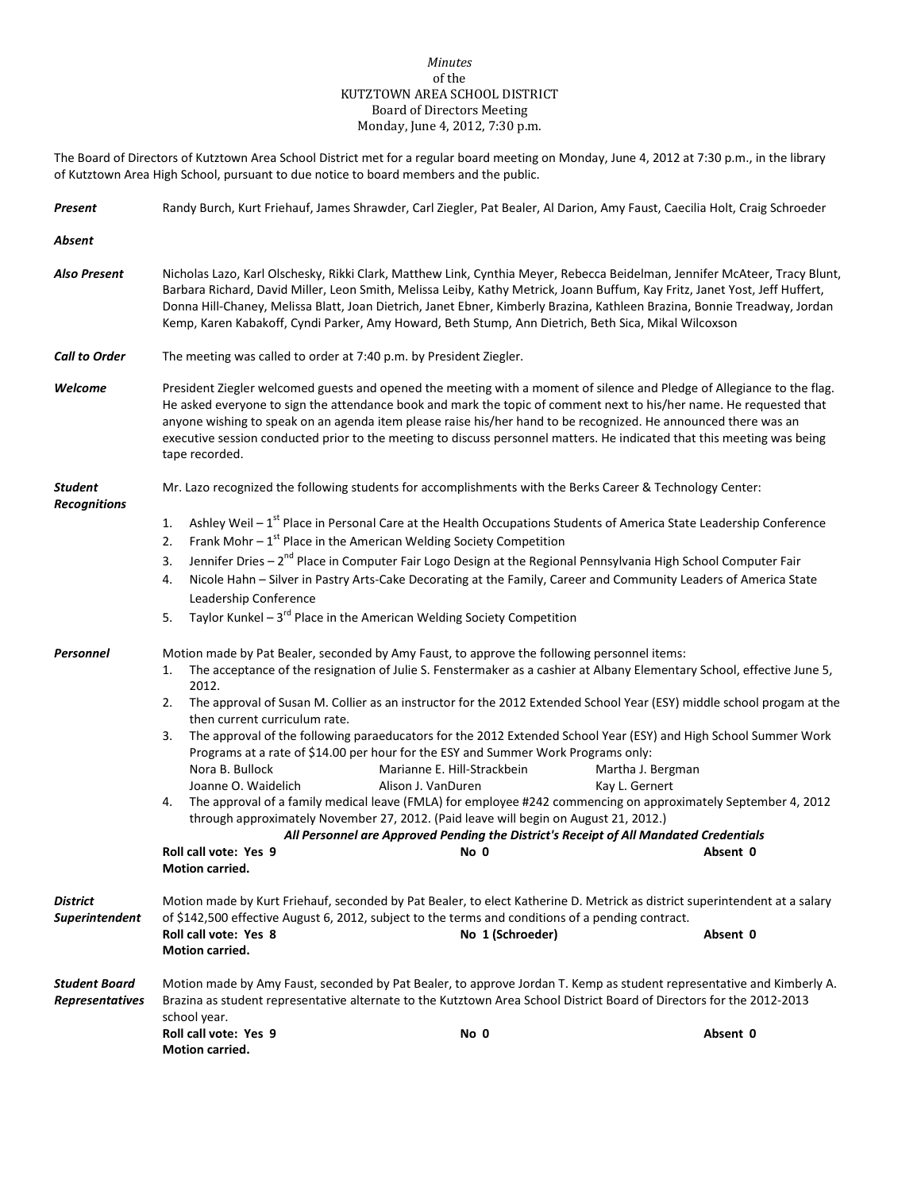*Minutes*
of the
KUTZTOWN AREA SCHOOL DISTRICT
Board of Directors Meeting
Monday, June 4, 2012, 7:30 p.m.

The Board of Directors of Kutztown Area School District met for a regular board meeting on Monday, June 4, 2012 at 7:30 p.m., in the library of Kutztown Area High School, pursuant to due notice to board members and the public.

***Present*** Randy Burch, Kurt Friehauf, James Shrawder, Carl Ziegler, Pat Bealer, Al Darion, Amy Faust, Caecilia Holt, Craig Schroeder

***Absent***

***Also Present*** Nicholas Lazo, Karl Olschesky, Rikki Clark, Matthew Link, Cynthia Meyer, Rebecca Beidelman, Jennifer McAteer, Tracy Blunt, Barbara Richard, David Miller, Leon Smith, Melissa Leiby, Kathy Metrick, Joann Buffum, Kay Fritz, Janet Yost, Jeff Huffert, Donna Hill-Chaney, Melissa Blatt, Joan Dietrich, Janet Ebner, Kimberly Brazina, Kathleen Brazina, Bonnie Treadway, Jordan Kemp, Karen Kabakoff, Cyndi Parker, Amy Howard, Beth Stump, Ann Dietrich, Beth Sica, Mikal Wilcoxson

***Call to Order*** The meeting was called to order at 7:40 p.m. by President Ziegler.

***Welcome*** President Ziegler welcomed guests and opened the meeting with a moment of silence and Pledge of Allegiance to the flag. He asked everyone to sign the attendance book and mark the topic of comment next to his/her name. He requested that anyone wishing to speak on an agenda item please raise his/her hand to be recognized. He announced there was an executive session conducted prior to the meeting to discuss personnel matters. He indicated that this meeting was being tape recorded.

***Student Recognitions*** Mr. Lazo recognized the following students for accomplishments with the Berks Career & Technology Center:

1. Ashley Weil – 1st Place in Personal Care at the Health Occupations Students of America State Leadership Conference
2. Frank Mohr – 1st Place in the American Welding Society Competition
3. Jennifer Dries – 2nd Place in Computer Fair Logo Design at the Regional Pennsylvania High School Computer Fair
4. Nicole Hahn – Silver in Pastry Arts-Cake Decorating at the Family, Career and Community Leaders of America State Leadership Conference
5. Taylor Kunkel – 3rd Place in the American Welding Society Competition

***Personnel*** Motion made by Pat Bealer, seconded by Amy Faust, to approve the following personnel items:

1. The acceptance of the resignation of Julie S. Fenstermaker as a cashier at Albany Elementary School, effective June 5, 2012.
2. The approval of Susan M. Collier as an instructor for the 2012 Extended School Year (ESY) middle school progam at the then current curriculum rate.
3. The approval of the following paraeducators for the 2012 Extended School Year (ESY) and High School Summer Work Programs at a rate of $14.00 per hour for the ESY and Summer Work Programs only:

| | | |
|---|---|---|
| Nora B. Bullock | Marianne E. Hill-Strackbein | Martha J. Bergman |
| Joanne O. Waidelich | Alison J. VanDuren | Kay L. Gernert |

4. The approval of a family medical leave (FMLA) for employee #242 commencing on approximately September 4, 2012 through approximately November 27, 2012. (Paid leave will begin on August 21, 2012.)

***All Personnel are Approved Pending the District's Receipt of All Mandated Credentials***

**Roll call vote: Yes 9** **No 0** **Absent 0**
**Motion carried.**

***District Superintendent*** Motion made by Kurt Friehauf, seconded by Pat Bealer, to elect Katherine D. Metrick as district superintendent at a salary of $142,500 effective August 6, 2012, subject to the terms and conditions of a pending contract.

**Roll call vote: Yes 8** **No 1 (Schroeder)** **Absent 0**
**Motion carried.**

***Student Board Representatives*** Motion made by Amy Faust, seconded by Pat Bealer, to approve Jordan T. Kemp as student representative and Kimberly A. Brazina as student representative alternate to the Kutztown Area School District Board of Directors for the 2012-2013 school year.

**Roll call vote: Yes 9** **No 0** **Absent 0**
**Motion carried.**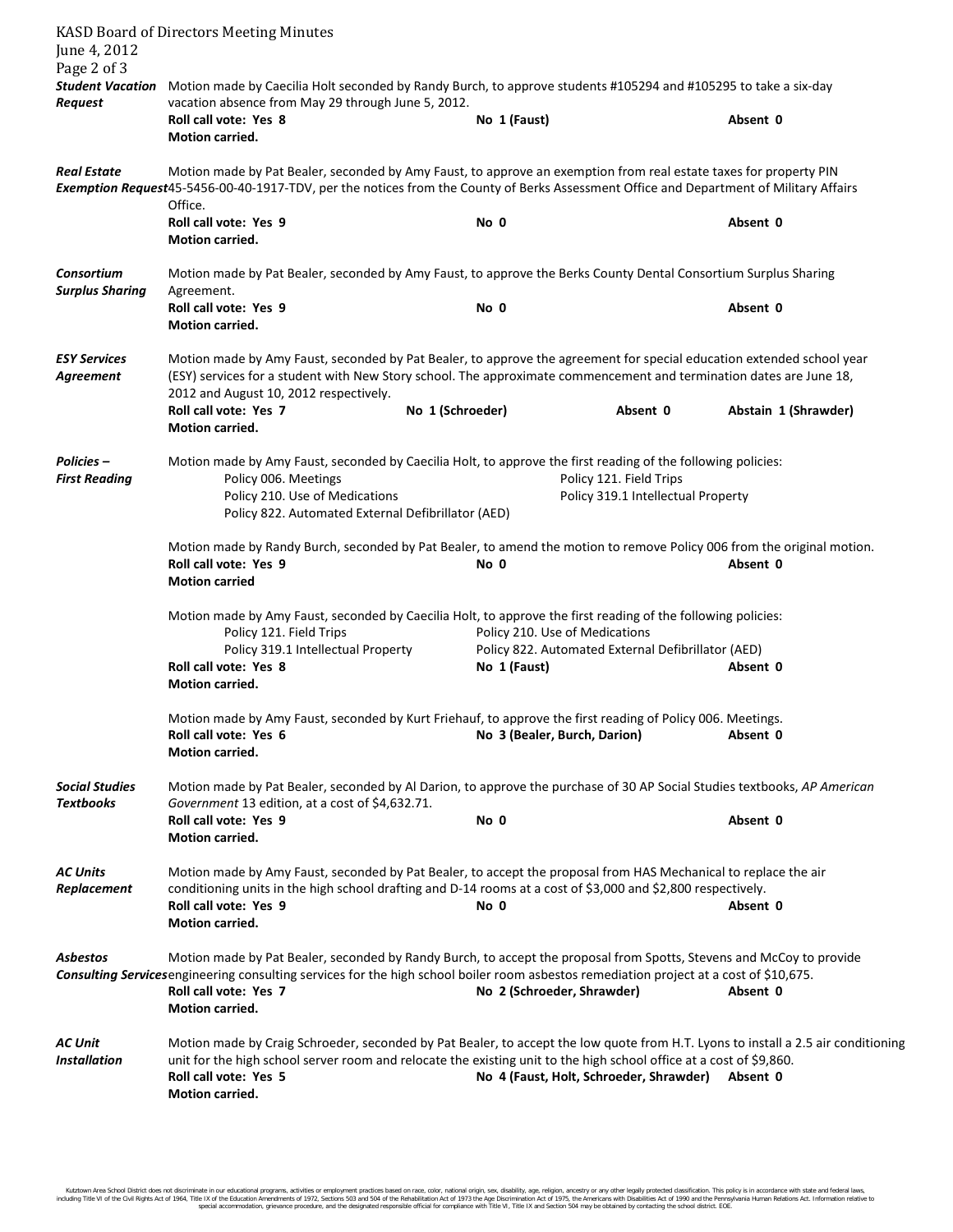***Student Vacation Request***

Motion made by Caecilia Holt seconded by Randy Burch, to approve students #105294 and #105295 to take a six-day vacation absence from May 29 through June 5, 2012.

**Roll call vote: Yes 8** **No 1 (Faust)** **Absent 0**
**Motion carried.**

***Real Estate Exemption Request***

Motion made by Pat Bealer, seconded by Amy Faust, to approve an exemption from real estate taxes for property PIN 45-5456-00-40-1917-TDV, per the notices from the County of Berks Assessment Office and Department of Military Affairs Office.

**Roll call vote: Yes 9** **No 0** **Absent 0**
**Motion carried.**

***Consortium Surplus Sharing***

Motion made by Pat Bealer, seconded by Amy Faust, to approve the Berks County Dental Consortium Surplus Sharing Agreement.

**Roll call vote: Yes 9** **No 0** **Absent 0**
**Motion carried.**

***ESY Services Agreement***

Motion made by Amy Faust, seconded by Pat Bealer, to approve the agreement for special education extended school year (ESY) services for a student with New Story school. The approximate commencement and termination dates are June 18, 2012 and August 10, 2012 respectively.

**Roll call vote: Yes 7** **No 1 (Schroeder)** **Absent 0** **Abstain 1 (Shrawder)**
**Motion carried.**

***Policies – First Reading***

Motion made by Amy Faust, seconded by Caecilia Holt, to approve the first reading of the following policies:

- Policy 006. Meetings
- Policy 121. Field Trips
- Policy 210. Use of Medications
- Policy 319.1 Intellectual Property
- Policy 822. Automated External Defibrillator (AED)

Motion made by Randy Burch, seconded by Pat Bealer, to amend the motion to remove Policy 006 from the original motion.

**Roll call vote: Yes 9** **No 0** **Absent 0**
**Motion carried**

Motion made by Amy Faust, seconded by Caecilia Holt, to approve the first reading of the following policies:

- Policy 121. Field Trips
- Policy 210. Use of Medications
- Policy 319.1 Intellectual Property
- Policy 822. Automated External Defibrillator (AED)

**Roll call vote: Yes 8** **No 1 (Faust)** **Absent 0**
**Motion carried.**

Motion made by Amy Faust, seconded by Kurt Friehauf, to approve the first reading of Policy 006. Meetings.

**Roll call vote: Yes 6** **No 3 (Bealer, Burch, Darion)** **Absent 0**
**Motion carried.**

***Social Studies Textbooks***

Motion made by Pat Bealer, seconded by Al Darion, to approve the purchase of 30 AP Social Studies textbooks, *AP American Government* 13 edition, at a cost of $4,632.71.

**Roll call vote: Yes 9** **No 0** **Absent 0**
**Motion carried.**

***AC Units Replacement***

Motion made by Amy Faust, seconded by Pat Bealer, to accept the proposal from HAS Mechanical to replace the air conditioning units in the high school drafting and D-14 rooms at a cost of $3,000 and $2,800 respectively.

**Roll call vote: Yes 9** **No 0** **Absent 0**
**Motion carried.**

***Asbestos Consulting Services***

Motion made by Pat Bealer, seconded by Randy Burch, to accept the proposal from Spotts, Stevens and McCoy to provide engineering consulting services for the high school boiler room asbestos remediation project at a cost of $10,675.

**Roll call vote: Yes 7** **No 2 (Schroeder, Shrawder)** **Absent 0**
**Motion carried.**

***AC Unit Installation***

Motion made by Craig Schroeder, seconded by Pat Bealer, to accept the low quote from H.T. Lyons to install a 2.5 air conditioning unit for the high school server room and relocate the existing unit to the high school office at a cost of $9,860.

**Roll call vote: Yes 5** **No 4 (Faust, Holt, Schroeder, Shrawder)** **Absent 0**
**Motion carried.**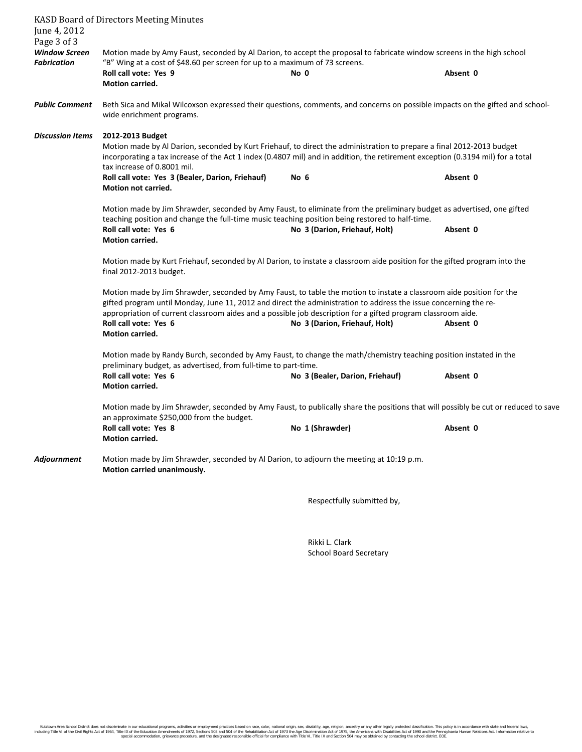***Window Screen Fabrication***

Motion made by Amy Faust, seconded by Al Darion, to accept the proposal to fabricate window screens in the high school "B" Wing at a cost of $48.60 per screen for up to a maximum of 73 screens.

**Roll call vote: Yes 9** **No 0** **Absent 0**
**Motion carried.**

***Public Comment***

Beth Sica and Mikal Wilcoxson expressed their questions, comments, and concerns on possible impacts on the gifted and school-wide enrichment programs.

***Discussion Items***

**2012-2013 Budget**

Motion made by Al Darion, seconded by Kurt Friehauf, to direct the administration to prepare a final 2012-2013 budget incorporating a tax increase of the Act 1 index (0.4807 mil) and in addition, the retirement exception (0.3194 mil) for a total tax increase of 0.8001 mil.

**Roll call vote: Yes 3 (Bealer, Darion, Friehauf)** **No 6** **Absent 0**
**Motion not carried.**

Motion made by Jim Shrawder, seconded by Amy Faust, to eliminate from the preliminary budget as advertised, one gifted teaching position and change the full-time music teaching position being restored to half-time.

**Roll call vote: Yes 6** **No 3 (Darion, Friehauf, Holt)** **Absent 0**
**Motion carried.**

Motion made by Kurt Friehauf, seconded by Al Darion, to instate a classroom aide position for the gifted program into the final 2012-2013 budget.

Motion made by Jim Shrawder, seconded by Amy Faust, to table the motion to instate a classroom aide position for the gifted program until Monday, June 11, 2012 and direct the administration to address the issue concerning the re-appropriation of current classroom aides and a possible job description for a gifted program classroom aide.

**Roll call vote: Yes 6** **No 3 (Darion, Friehauf, Holt)** **Absent 0**
**Motion carried.**

Motion made by Randy Burch, seconded by Amy Faust, to change the math/chemistry teaching position instated in the preliminary budget, as advertised, from full-time to part-time.

**Roll call vote: Yes 6** **No 3 (Bealer, Darion, Friehauf)** **Absent 0**
**Motion carried.**

Motion made by Jim Shrawder, seconded by Amy Faust, to publically share the positions that will possibly be cut or reduced to save an approximate $250,000 from the budget.

**Roll call vote: Yes 8** **No 1 (Shrawder)** **Absent 0**
**Motion carried.**

***Adjournment***

Motion made by Jim Shrawder, seconded by Al Darion, to adjourn the meeting at 10:19 p.m.
**Motion carried unanimously.**

Respectfully submitted by,

Rikki L. Clark
School Board Secretary

Kutztown Area School District does not discriminate in our educational programs, activities or employment practices based on race, color, national origin, sex, disability, age, religion, ancestry or any other legally protected classification. This policy is in accordance with state and federal laws, including Title VI of the Civil Rights Act of 1964, Title IX of the Education Amendments of 1972, Sections 503 and 504 of the Rehabilitation Act of 1973 the Age Discrimination Act of 1975, the Americans with Disabilities Act of 1990 and the Pennsylvania Human Relations Act. Information relative to special accommodation, grievance procedure, and the designated responsible official for compliance with Title VI, Title IX and Section 504 may be obtained by contacting the school district. EOE.